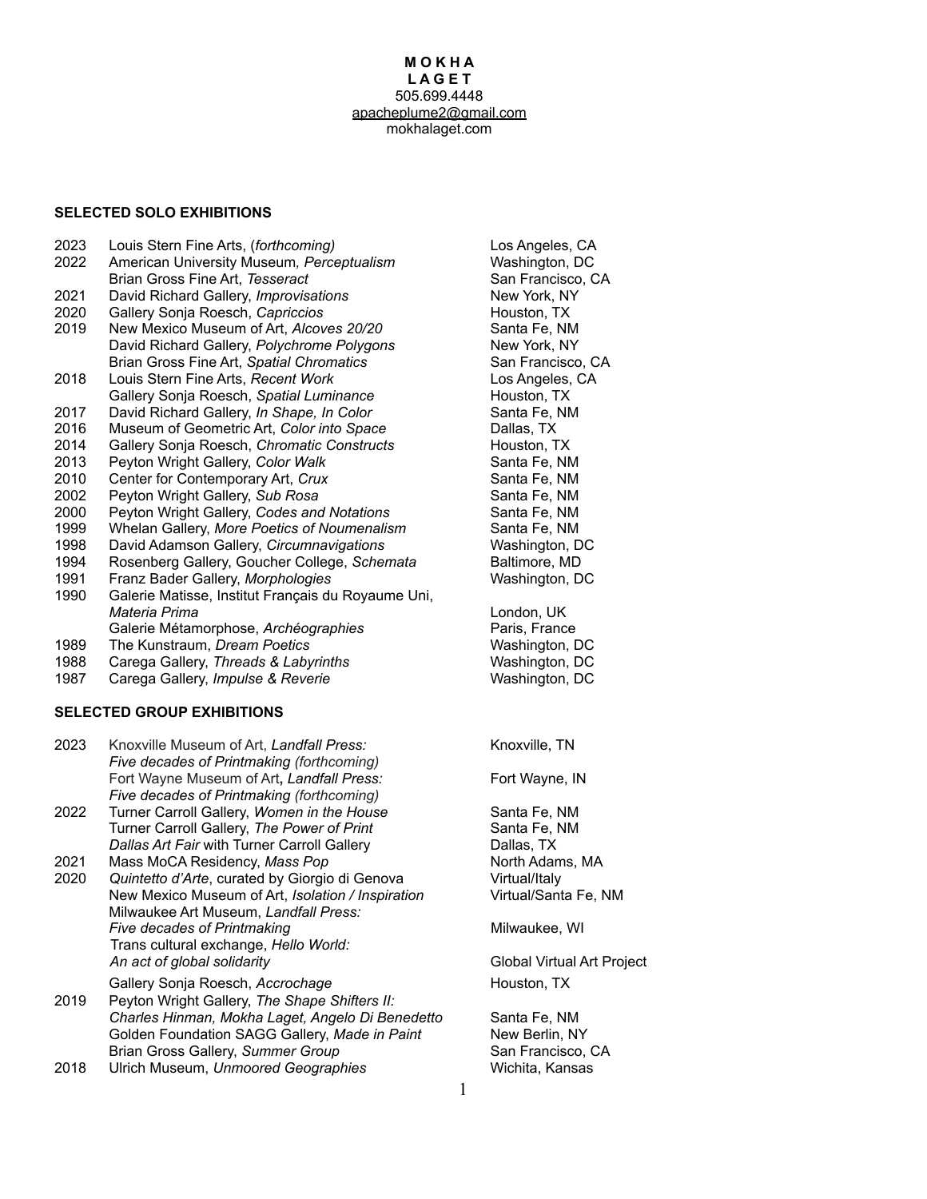**M O K H A**
**L A G E T**
505.699.4448
apacheplume2@gmail.com
mokhalaget.com

## SELECTED SOLO EXHIBITIONS

| | | |
|---|---|---|
| 2023 | Louis Stern Fine Arts, (*forthcoming)* | Los Angeles, CA |
| 2022 | American University Museum*, Perceptualism* | Washington, DC |
| | Brian Gross Fine Art, *Tesseract* | San Francisco, CA |
| 2021 | David Richard Gallery, *Improvisations* | New York, NY |
| 2020 | Gallery Sonja Roesch, *Capriccios* | Houston, TX |
| 2019 | New Mexico Museum of Art, *Alcoves 20/20* | Santa Fe, NM |
| | David Richard Gallery, *Polychrome Polygons* | New York, NY |
| | Brian Gross Fine Art, *Spatial Chromatics* | San Francisco, CA |
| 2018 | Louis Stern Fine Arts, *Recent Work* | Los Angeles, CA |
| | Gallery Sonja Roesch, *Spatial Luminance* | Houston, TX |
| 2017 | David Richard Gallery, *In Shape, In Color* | Santa Fe, NM |
| 2016 | Museum of Geometric Art, *Color into Space* | Dallas, TX |
| 2014 | Gallery Sonja Roesch, *Chromatic Constructs* | Houston, TX |
| 2013 | Peyton Wright Gallery, *Color Walk* | Santa Fe, NM |
| 2010 | Center for Contemporary Art, *Crux* | Santa Fe, NM |
| 2002 | Peyton Wright Gallery, *Sub Rosa* | Santa Fe, NM |
| 2000 | Peyton Wright Gallery, *Codes and Notations* | Santa Fe, NM |
| 1999 | Whelan Gallery, *More Poetics of Noumenalism* | Santa Fe, NM |
| 1998 | David Adamson Gallery, *Circumnavigations* | Washington, DC |
| 1994 | Rosenberg Gallery, Goucher College, *Schemata* | Baltimore, MD |
| 1991 | Franz Bader Gallery, *Morphologies* | Washington, DC |
| 1990 | Galerie Matisse, Institut Français du Royaume Uni, *Materia Prima* | London, UK |
| | Galerie Métamorphose, *Archéographies* | Paris, France |
| 1989 | The Kunstraum, *Dream Poetics* | Washington, DC |
| 1988 | Carega Gallery, *Threads & Labyrinths* | Washington, DC |
| 1987 | Carega Gallery, *Impulse & Reverie* | Washington, DC |

## SELECTED GROUP EXHIBITIONS

| | | |
|---|---|---|
| 2023 | Knoxville Museum of Art, *Landfall Press: Five decades of Printmaking (forthcoming)* | Knoxville, TN |
| | Fort Wayne Museum of Art**,** *Landfall Press: Five decades of Printmaking (forthcoming)* | Fort Wayne, IN |
| 2022 | Turner Carroll Gallery, *Women in the House* | Santa Fe, NM |
| | Turner Carroll Gallery, *The Power of Print* | Santa Fe, NM |
| | *Dallas Art Fair* with Turner Carroll Gallery | Dallas, TX |
| 2021 | Mass MoCA Residency, *Mass Pop* | North Adams, MA |
| 2020 | *Quintetto d'Arte*, curated by Giorgio di Genova | Virtual/Italy |
| | New Mexico Museum of Art, *Isolation / Inspiration* | Virtual/Santa Fe, NM |
| | Milwaukee Art Museum, *Landfall Press: Five decades of Printmaking* | Milwaukee, WI |
| | Trans cultural exchange, *Hello World: An act of global solidarity* | Global Virtual Art Project |
| | Gallery Sonja Roesch, *Accrochage* | Houston, TX |
| 2019 | Peyton Wright Gallery, *The Shape Shifters II: Charles Hinman, Mokha Laget, Angelo Di Benedetto* | Santa Fe, NM |
| | Golden Foundation SAGG Gallery, *Made in Paint* | New Berlin, NY |
| | Brian Gross Gallery, *Summer Group* | San Francisco, CA |
| 2018 | Ulrich Museum, *Unmoored Geographies* | Wichita, Kansas |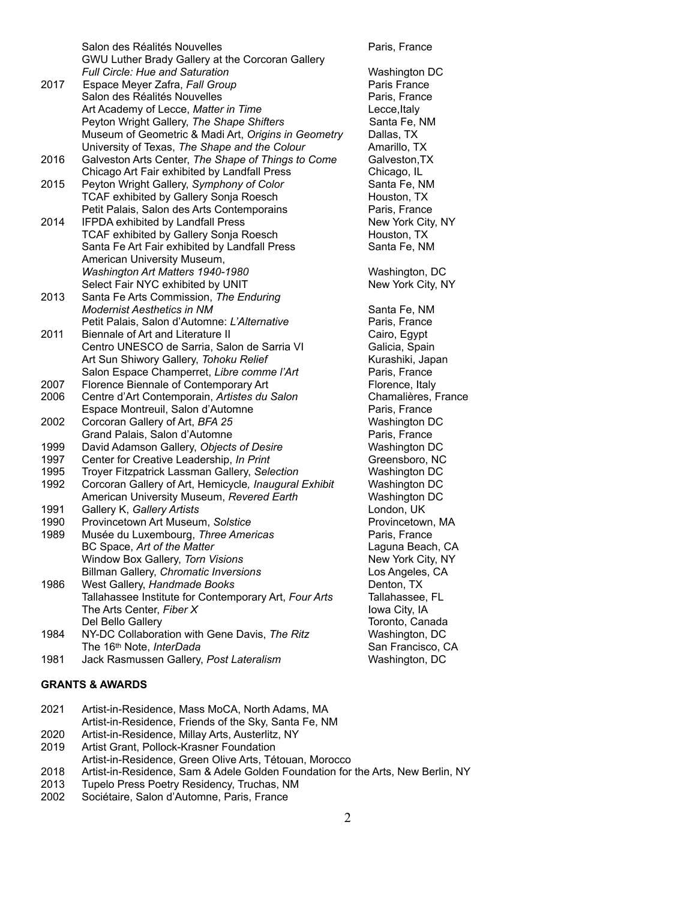| | | |
|---|---|---|
| | Salon des Réalités Nouvelles | Paris, France |
| | GWU Luther Brady Gallery at the Corcoran Gallery *Full Circle: Hue and Saturation* | Washington DC |
| 2017 | Espace Meyer Zafra, *Fall Group* | Paris France |
| | Salon des Réalités Nouvelles | Paris, France |
| | Art Academy of Lecce, *Matter in Time* | Lecce,Italy |
| | Peyton Wright Gallery, *The Shape Shifters* | Santa Fe, NM |
| | Museum of Geometric & Madi Art, *Origins in Geometry* | Dallas, TX |
| | University of Texas, *The Shape and the Colour* | Amarillo, TX |
| 2016 | Galveston Arts Center, *The Shape of Things to Come* | Galveston,TX |
| | Chicago Art Fair exhibited by Landfall Press | Chicago, IL |
| 2015 | Peyton Wright Gallery, *Symphony of Color* | Santa Fe, NM |
| | TCAF exhibited by Gallery Sonja Roesch | Houston, TX |
| | Petit Palais, Salon des Arts Contemporains | Paris, France |
| 2014 | IFPDA exhibited by Landfall Press | New York City, NY |
| | TCAF exhibited by Gallery Sonja Roesch | Houston, TX |
| | Santa Fe Art Fair exhibited by Landfall Press | Santa Fe, NM |
| | American University Museum, *Washington Art Matters 1940-1980* | Washington, DC |
| | Select Fair NYC exhibited by UNIT | New York City, NY |
| 2013 | Santa Fe Arts Commission, *The Enduring Modernist Aesthetics in NM* | Santa Fe, NM |
| | Petit Palais, Salon d'Automne: *L'Alternative* | Paris, France |
| 2011 | Biennale of Art and Literature II | Cairo, Egypt |
| | Centro UNESCO de Sarria, Salon de Sarria VI | Galicia, Spain |
| | Art Sun Shiwory Gallery, *Tohoku Relief* | Kurashiki, Japan |
| | Salon Espace Champerret, *Libre comme l'Art* | Paris, France |
| 2007 | Florence Biennale of Contemporary Art | Florence, Italy |
| 2006 | Centre d'Art Contemporain, *Artistes du Salon* | Chamalières, France |
| | Espace Montreuil, Salon d'Automne | Paris, France |
| 2002 | Corcoran Gallery of Art, *BFA 25* | Washington DC |
| | Grand Palais, Salon d'Automne | Paris, France |
| 1999 | David Adamson Gallery, *Objects of Desire* | Washington DC |
| 1997 | Center for Creative Leadership, *In Print* | Greensboro, NC |
| 1995 | Troyer Fitzpatrick Lassman Gallery, *Selection* | Washington DC |
| 1992 | Corcoran Gallery of Art, Hemicycle*, Inaugural Exhibit* | Washington DC |
| | American University Museum, *Revered Earth* | Washington DC |
| 1991 | Gallery K, *Gallery Artists* | London, UK |
| 1990 | Provincetown Art Museum, *Solstice* | Provincetown, MA |
| 1989 | Musée du Luxembourg, *Three Americas* | Paris, France |
| | BC Space, *Art of the Matter* | Laguna Beach, CA |
| | Window Box Gallery, *Torn Visions* | New York City, NY |
| | Billman Gallery, *Chromatic Inversions* | Los Angeles, CA |
| 1986 | West Gallery, *Handmade Books* | Denton, TX |
| | Tallahassee Institute for Contemporary Art, *Four Arts* | Tallahassee, FL |
| | The Arts Center, *Fiber X* | Iowa City, IA |
| | Del Bello Gallery | Toronto, Canada |
| 1984 | NY-DC Collaboration with Gene Davis, *The Ritz* | Washington, DC |
| | The 16th Note, *InterDada* | San Francisco, CA |
| 1981 | Jack Rasmussen Gallery, *Post Lateralism* | Washington, DC |

**GRANTS & AWARDS**

| | |
|---|---|
| 2021 | Artist-in-Residence, Mass MoCA, North Adams, MA |
| | Artist-in-Residence, Friends of the Sky, Santa Fe, NM |
| 2020 | Artist-in-Residence, Millay Arts, Austerlitz, NY |
| 2019 | Artist Grant, Pollock-Krasner Foundation |
| | Artist-in-Residence, Green Olive Arts, Tétouan, Morocco |
| 2018 | Artist-in-Residence, Sam & Adele Golden Foundation for the Arts, New Berlin, NY |
| 2013 | Tupelo Press Poetry Residency, Truchas, NM |
| 2002 | Sociétaire, Salon d'Automne, Paris, France |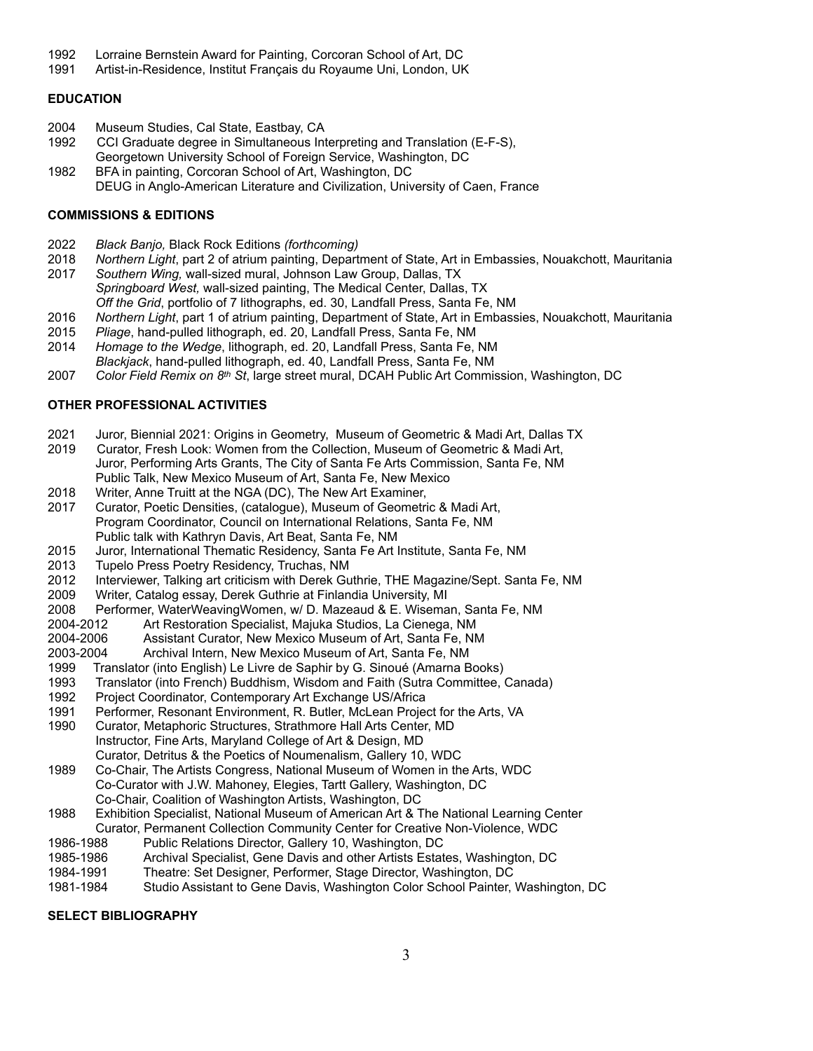1992 Lorraine Bernstein Award for Painting, Corcoran School of Art, DC
1991 Artist-in-Residence, Institut Français du Royaume Uni, London, UK

**EDUCATION**

2004 Museum Studies, Cal State, Eastbay, CA
1992 CCI Graduate degree in Simultaneous Interpreting and Translation (E-F-S), Georgetown University School of Foreign Service, Washington, DC
1982 BFA in painting, Corcoran School of Art, Washington, DC
DEUG in Anglo-American Literature and Civilization, University of Caen, France

**COMMISSIONS & EDITIONS**

2022 *Black Banjo,* Black Rock Editions *(forthcoming)*
2018 *Northern Light*, part 2 of atrium painting, Department of State, Art in Embassies, Nouakchott, Mauritania
2017 *Southern Wing,* wall-sized mural, Johnson Law Group, Dallas, TX
*Springboard West,* wall-sized painting, The Medical Center, Dallas, TX
*Off the Grid*, portfolio of 7 lithographs, ed. 30, Landfall Press, Santa Fe, NM
2016 *Northern Light*, part 1 of atrium painting, Department of State, Art in Embassies, Nouakchott, Mauritania
2015 *Pliage*, hand-pulled lithograph, ed. 20, Landfall Press, Santa Fe, NM
2014 *Homage to the Wedge*, lithograph, ed. 20, Landfall Press, Santa Fe, NM
*Blackjack*, hand-pulled lithograph, ed. 40, Landfall Press, Santa Fe, NM
2007 *Color Field Remix on 8th St*, large street mural, DCAH Public Art Commission, Washington, DC

**OTHER PROFESSIONAL ACTIVITIES**

2021 Juror, Biennial 2021: Origins in Geometry, Museum of Geometric & Madi Art, Dallas TX
2019 Curator, Fresh Look: Women from the Collection, Museum of Geometric & Madi Art,
Juror, Performing Arts Grants, The City of Santa Fe Arts Commission, Santa Fe, NM
Public Talk, New Mexico Museum of Art, Santa Fe, New Mexico
2018 Writer, Anne Truitt at the NGA (DC), The New Art Examiner,
2017 Curator, Poetic Densities, (catalogue), Museum of Geometric & Madi Art,
Program Coordinator, Council on International Relations, Santa Fe, NM
Public talk with Kathryn Davis, Art Beat, Santa Fe, NM
2015 Juror, International Thematic Residency, Santa Fe Art Institute, Santa Fe, NM
2013 Tupelo Press Poetry Residency, Truchas, NM
2012 Interviewer, Talking art criticism with Derek Guthrie, THE Magazine/Sept. Santa Fe, NM
2009 Writer, Catalog essay, Derek Guthrie at Finlandia University, MI
2008 Performer, WaterWeavingWomen, w/ D. Mazeaud & E. Wiseman, Santa Fe, NM
2004-2012 Art Restoration Specialist, Majuka Studios, La Cienega, NM
2004-2006 Assistant Curator, New Mexico Museum of Art, Santa Fe, NM
2003-2004 Archival Intern, New Mexico Museum of Art, Santa Fe, NM
1999 Translator (into English) Le Livre de Saphir by G. Sinoué (Amarna Books)
1993 Translator (into French) Buddhism, Wisdom and Faith (Sutra Committee, Canada)
1992 Project Coordinator, Contemporary Art Exchange US/Africa
1991 Performer, Resonant Environment, R. Butler, McLean Project for the Arts, VA
1990 Curator, Metaphoric Structures, Strathmore Hall Arts Center, MD
Instructor, Fine Arts, Maryland College of Art & Design, MD
Curator, Detritus & the Poetics of Noumenalism, Gallery 10, WDC
1989 Co-Chair, The Artists Congress, National Museum of Women in the Arts, WDC
Co-Curator with J.W. Mahoney, Elegies, Tartt Gallery, Washington, DC
Co-Chair, Coalition of Washington Artists, Washington, DC
1988 Exhibition Specialist, National Museum of American Art & The National Learning Center
Curator, Permanent Collection Community Center for Creative Non-Violence, WDC
1986-1988 Public Relations Director, Gallery 10, Washington, DC
1985-1986 Archival Specialist, Gene Davis and other Artists Estates, Washington, DC
1984-1991 Theatre: Set Designer, Performer, Stage Director, Washington, DC
1981-1984 Studio Assistant to Gene Davis, Washington Color School Painter, Washington, DC

**SELECT BIBLIOGRAPHY**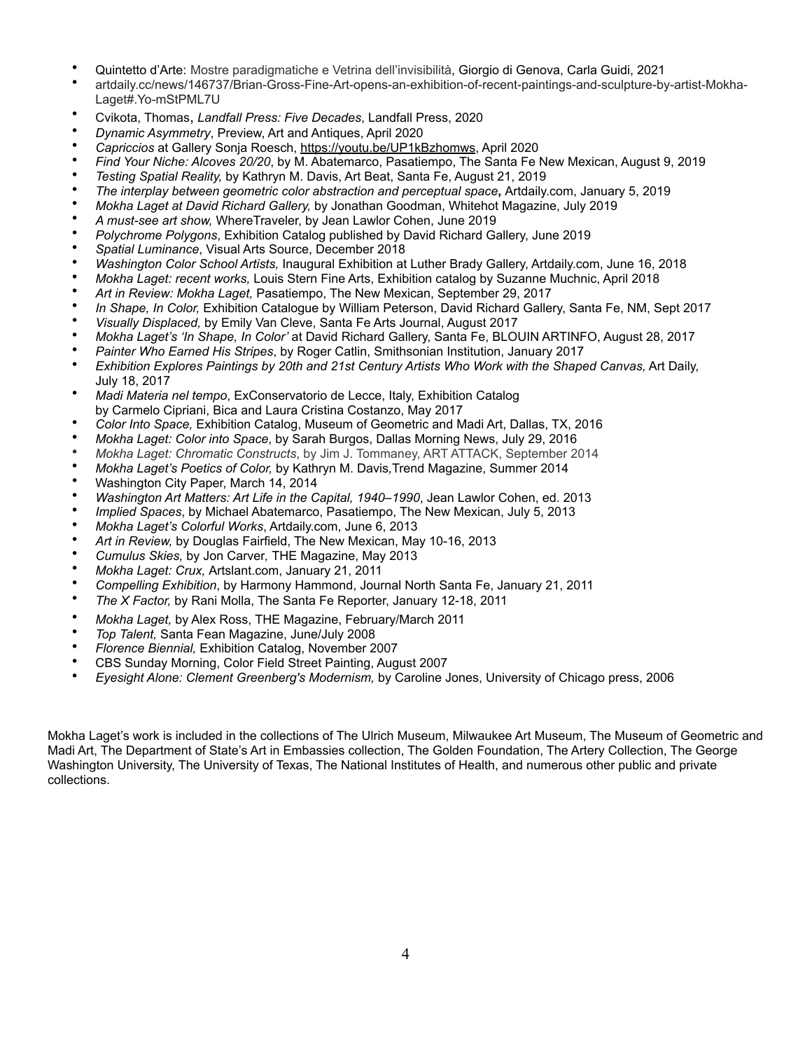- Quintetto d'Arte: Mostre paradigmatiche e Vetrina dell'invisibilità, Giorgio di Genova, Carla Guidi, 2021
- artdaily.cc/news/146737/Brian-Gross-Fine-Art-opens-an-exhibition-of-recent-paintings-and-sculpture-by-artist-Mokha-Laget#.Yo-mStPML7U
- Cvikota, Thomas, *Landfall Press: Five Decades*, Landfall Press, 2020
- *Dynamic Asymmetry*, Preview, Art and Antiques, April 2020
- *Capriccios* at Gallery Sonja Roesch, https://youtu.be/UP1kBzhomws, April 2020
- *Find Your Niche: Alcoves 20/20*, by M. Abatemarco, Pasatiempo, The Santa Fe New Mexican, August 9, 2019
- *Testing Spatial Reality,* by Kathryn M. Davis, Art Beat, Santa Fe, August 21, 2019
- *The interplay between geometric color abstraction and perceptual space***,** Artdaily.com, January 5, 2019
- *Mokha Laget at David Richard Gallery,* by Jonathan Goodman, Whitehot Magazine, July 2019
- *A must-see art show,* WhereTraveler, by Jean Lawlor Cohen, June 2019
- *Polychrome Polygons*, Exhibition Catalog published by David Richard Gallery, June 2019
- *Spatial Luminance*, Visual Arts Source, December 2018
- *Washington Color School Artists,* Inaugural Exhibition at Luther Brady Gallery, Artdaily.com, June 16, 2018
- *Mokha Laget: recent works,* Louis Stern Fine Arts, Exhibition catalog by Suzanne Muchnic, April 2018
- *Art in Review: Mokha Laget,* Pasatiempo, The New Mexican, September 29, 2017
- *In Shape, In Color,* Exhibition Catalogue by William Peterson, David Richard Gallery, Santa Fe, NM, Sept 2017
- *Visually Displaced,* by Emily Van Cleve, Santa Fe Arts Journal, August 2017
- *Mokha Laget's 'In Shape, In Color'* at David Richard Gallery, Santa Fe, BLOUIN ARTINFO, August 28, 2017
- *Painter Who Earned His Stripes*, by Roger Catlin, Smithsonian Institution, January 2017
- *Exhibition Explores Paintings by 20th and 21st Century Artists Who Work with the Shaped Canvas,* Art Daily, July 18, 2017
- *Madi Materia nel tempo*, ExConservatorio de Lecce, Italy, Exhibition Catalog by Carmelo Cipriani, Bica and Laura Cristina Costanzo, May 2017
- *Color Into Space,* Exhibition Catalog, Museum of Geometric and Madi Art, Dallas, TX, 2016
- *Mokha Laget: Color into Space*, by Sarah Burgos, Dallas Morning News, July 29, 2016
- *Mokha Laget: Chromatic Constructs*, by Jim J. Tommaney, ART ATTACK, September 2014
- *Mokha Laget's Poetics of Color,* by Kathryn M. Davis,Trend Magazine, Summer 2014
- Washington City Paper, March 14, 2014
- *Washington Art Matters: Art Life in the Capital, 1940–1990*, Jean Lawlor Cohen, ed. 2013
- *Implied Spaces*, by Michael Abatemarco, Pasatiempo, The New Mexican, July 5, 2013
- *Mokha Laget's Colorful Works*, Artdaily.com, June 6, 2013
- *Art in Review,* by Douglas Fairfield, The New Mexican, May 10-16, 2013
- *Cumulus Skies,* by Jon Carver*,* THE Magazine, May 2013
- *Mokha Laget: Crux,* Artslant.com, January 21, 2011
- *Compelling Exhibition*, by Harmony Hammond, Journal North Santa Fe, January 21, 2011
- *The X Factor,* by Rani Molla, The Santa Fe Reporter, January 12-18, 2011
- *Mokha Laget,* by Alex Ross, THE Magazine, February/March 2011
- *Top Talent,* Santa Fean Magazine, June/July 2008
- *Florence Biennial,* Exhibition Catalog, November 2007
- CBS Sunday Morning, Color Field Street Painting, August 2007
- *Eyesight Alone: Clement Greenberg's Modernism,* by Caroline Jones, University of Chicago press, 2006

Mokha Laget's work is included in the collections of The Ulrich Museum, Milwaukee Art Museum, The Museum of Geometric and Madi Art, The Department of State's Art in Embassies collection, The Golden Foundation, The Artery Collection, The George Washington University, The University of Texas, The National Institutes of Health, and numerous other public and private collections.